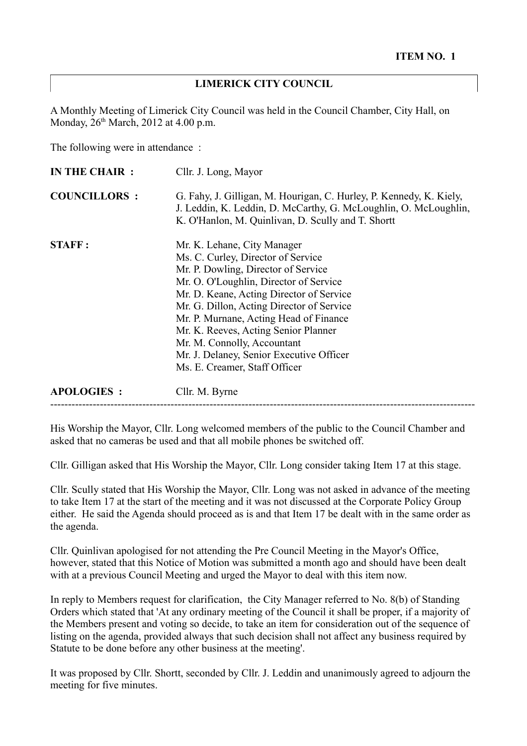**ITEM NO. 1**

# LIMERICK CITY COUNCIL

A Monthly Meeting of Limerick City Council was held in the Council Chamber, City Hall, on Monday, 26th March, 2012 at 4.00 p.m.

The following were in attendance :

**IN THE CHAIR :** Cllr. J. Long, Mayor

**COUNCILLORS :** G. Fahy, J. Gilligan, M. Hourigan, C. Hurley, P. Kennedy, K. Kiely, J. Leddin, K. Leddin, D. McCarthy, G. McLoughlin, O. McLoughlin, K. O'Hanlon, M. Quinlivan, D. Scully and T. Shortt

**STAFF :**
Mr. K. Lehane, City Manager
Ms. C. Curley, Director of Service
Mr. P. Dowling, Director of Service
Mr. O. O'Loughlin, Director of Service
Mr. D. Keane, Acting Director of Service
Mr. G. Dillon, Acting Director of Service
Mr. P. Murnane, Acting Head of Finance
Mr. K. Reeves, Acting Senior Planner
Mr. M. Connolly, Accountant
Mr. J. Delaney, Senior Executive Officer
Ms. E. Creamer, Staff Officer

**APOLOGIES :** Cllr. M. Byrne

---

His Worship the Mayor, Cllr. Long welcomed members of the public to the Council Chamber and asked that no cameras be used and that all mobile phones be switched off.

Cllr. Gilligan asked that His Worship the Mayor, Cllr. Long consider taking Item 17 at this stage.

Cllr. Scully stated that His Worship the Mayor, Cllr. Long was not asked in advance of the meeting to take Item 17 at the start of the meeting and it was not discussed at the Corporate Policy Group either. He said the Agenda should proceed as is and that Item 17 be dealt with in the same order as the agenda.

Cllr. Quinlivan apologised for not attending the Pre Council Meeting in the Mayor's Office, however, stated that this Notice of Motion was submitted a month ago and should have been dealt with at a previous Council Meeting and urged the Mayor to deal with this item now.

In reply to Members request for clarification, the City Manager referred to No. 8(b) of Standing Orders which stated that 'At any ordinary meeting of the Council it shall be proper, if a majority of the Members present and voting so decide, to take an item for consideration out of the sequence of listing on the agenda, provided always that such decision shall not affect any business required by Statute to be done before any other business at the meeting'.

It was proposed by Cllr. Shortt, seconded by Cllr. J. Leddin and unanimously agreed to adjourn the meeting for five minutes.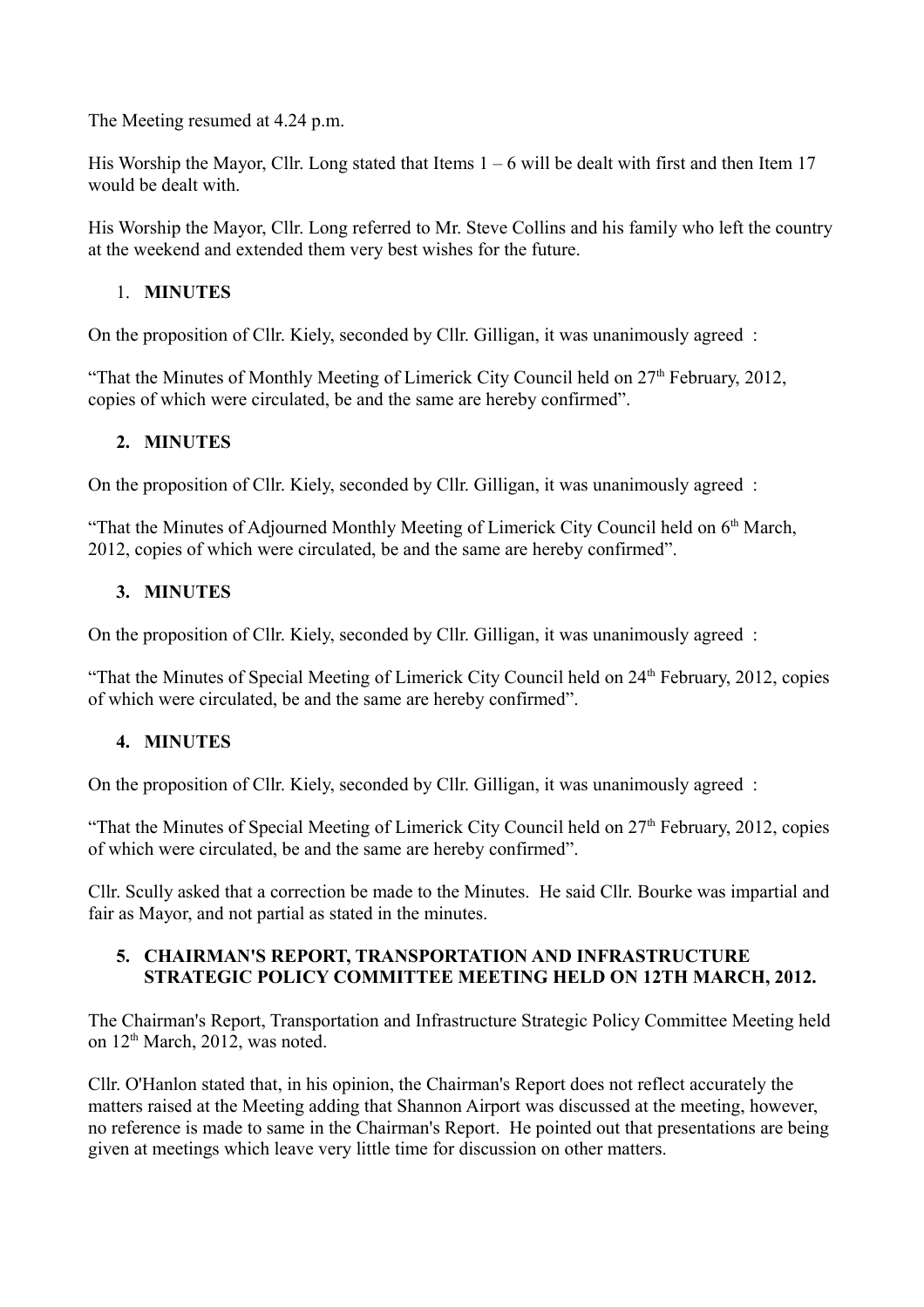The Meeting resumed at 4.24 p.m.

His Worship the Mayor, Cllr. Long stated that Items 1 – 6 will be dealt with first and then Item 17 would be dealt with.

His Worship the Mayor, Cllr. Long referred to Mr. Steve Collins and his family who left the country at the weekend and extended them very best wishes for the future.

1. **MINUTES**

On the proposition of Cllr. Kiely, seconded by Cllr. Gilligan, it was unanimously agreed :

"That the Minutes of Monthly Meeting of Limerick City Council held on 27th February, 2012, copies of which were circulated, be and the same are hereby confirmed".

2. **MINUTES**

On the proposition of Cllr. Kiely, seconded by Cllr. Gilligan, it was unanimously agreed :

"That the Minutes of Adjourned Monthly Meeting of Limerick City Council held on 6th March, 2012, copies of which were circulated, be and the same are hereby confirmed".

3. **MINUTES**

On the proposition of Cllr. Kiely, seconded by Cllr. Gilligan, it was unanimously agreed :

"That the Minutes of Special Meeting of Limerick City Council held on 24th February, 2012, copies of which were circulated, be and the same are hereby confirmed".

4. **MINUTES**

On the proposition of Cllr. Kiely, seconded by Cllr. Gilligan, it was unanimously agreed :

"That the Minutes of Special Meeting of Limerick City Council held on 27th February, 2012, copies of which were circulated, be and the same are hereby confirmed".

Cllr. Scully asked that a correction be made to the Minutes. He said Cllr. Bourke was impartial and fair as Mayor, and not partial as stated in the minutes.

5. **CHAIRMAN'S REPORT, TRANSPORTATION AND INFRASTRUCTURE STRATEGIC POLICY COMMITTEE MEETING HELD ON 12TH MARCH, 2012.**

The Chairman's Report, Transportation and Infrastructure Strategic Policy Committee Meeting held on 12th March, 2012, was noted.

Cllr. O'Hanlon stated that, in his opinion, the Chairman's Report does not reflect accurately the matters raised at the Meeting adding that Shannon Airport was discussed at the meeting, however, no reference is made to same in the Chairman's Report. He pointed out that presentations are being given at meetings which leave very little time for discussion on other matters.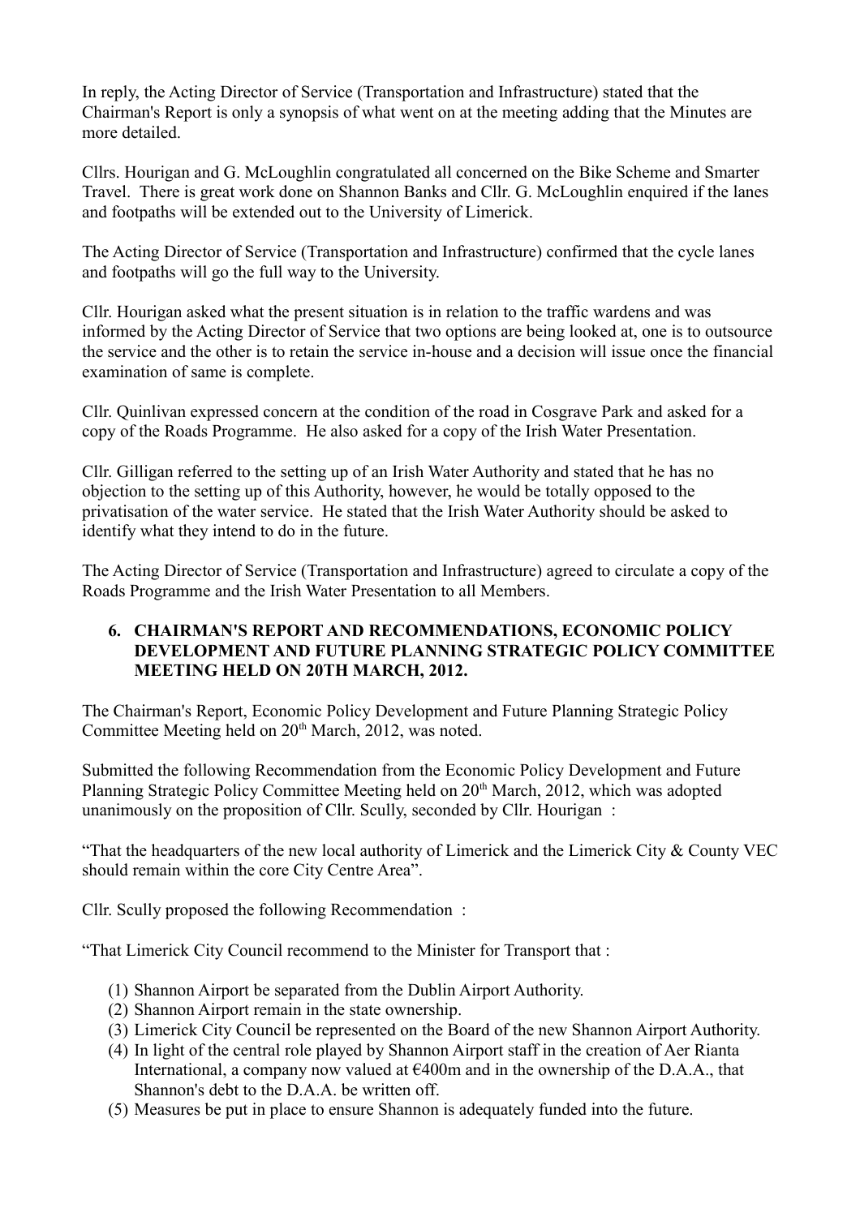In reply, the Acting Director of Service (Transportation and Infrastructure) stated that the Chairman's Report is only a synopsis of what went on at the meeting adding that the Minutes are more detailed.

Cllrs. Hourigan and G. McLoughlin congratulated all concerned on the Bike Scheme and Smarter Travel. There is great work done on Shannon Banks and Cllr. G. McLoughlin enquired if the lanes and footpaths will be extended out to the University of Limerick.

The Acting Director of Service (Transportation and Infrastructure) confirmed that the cycle lanes and footpaths will go the full way to the University.

Cllr. Hourigan asked what the present situation is in relation to the traffic wardens and was informed by the Acting Director of Service that two options are being looked at, one is to outsource the service and the other is to retain the service in-house and a decision will issue once the financial examination of same is complete.

Cllr. Quinlivan expressed concern at the condition of the road in Cosgrave Park and asked for a copy of the Roads Programme. He also asked for a copy of the Irish Water Presentation.

Cllr. Gilligan referred to the setting up of an Irish Water Authority and stated that he has no objection to the setting up of this Authority, however, he would be totally opposed to the privatisation of the water service. He stated that the Irish Water Authority should be asked to identify what they intend to do in the future.

The Acting Director of Service (Transportation and Infrastructure) agreed to circulate a copy of the Roads Programme and the Irish Water Presentation to all Members.

## 6. CHAIRMAN'S REPORT AND RECOMMENDATIONS, ECONOMIC POLICY DEVELOPMENT AND FUTURE PLANNING STRATEGIC POLICY COMMITTEE MEETING HELD ON 20TH MARCH, 2012.

The Chairman's Report, Economic Policy Development and Future Planning Strategic Policy Committee Meeting held on 20th March, 2012, was noted.

Submitted the following Recommendation from the Economic Policy Development and Future Planning Strategic Policy Committee Meeting held on 20th March, 2012, which was adopted unanimously on the proposition of Cllr. Scully, seconded by Cllr. Hourigan :

"That the headquarters of the new local authority of Limerick and the Limerick City & County VEC should remain within the core City Centre Area".

Cllr. Scully proposed the following Recommendation :

"That Limerick City Council recommend to the Minister for Transport that :

(1) Shannon Airport be separated from the Dublin Airport Authority.
(2) Shannon Airport remain in the state ownership.
(3) Limerick City Council be represented on the Board of the new Shannon Airport Authority.
(4) In light of the central role played by Shannon Airport staff in the creation of Aer Rianta International, a company now valued at €400m and in the ownership of the D.A.A., that Shannon's debt to the D.A.A. be written off.
(5) Measures be put in place to ensure Shannon is adequately funded into the future.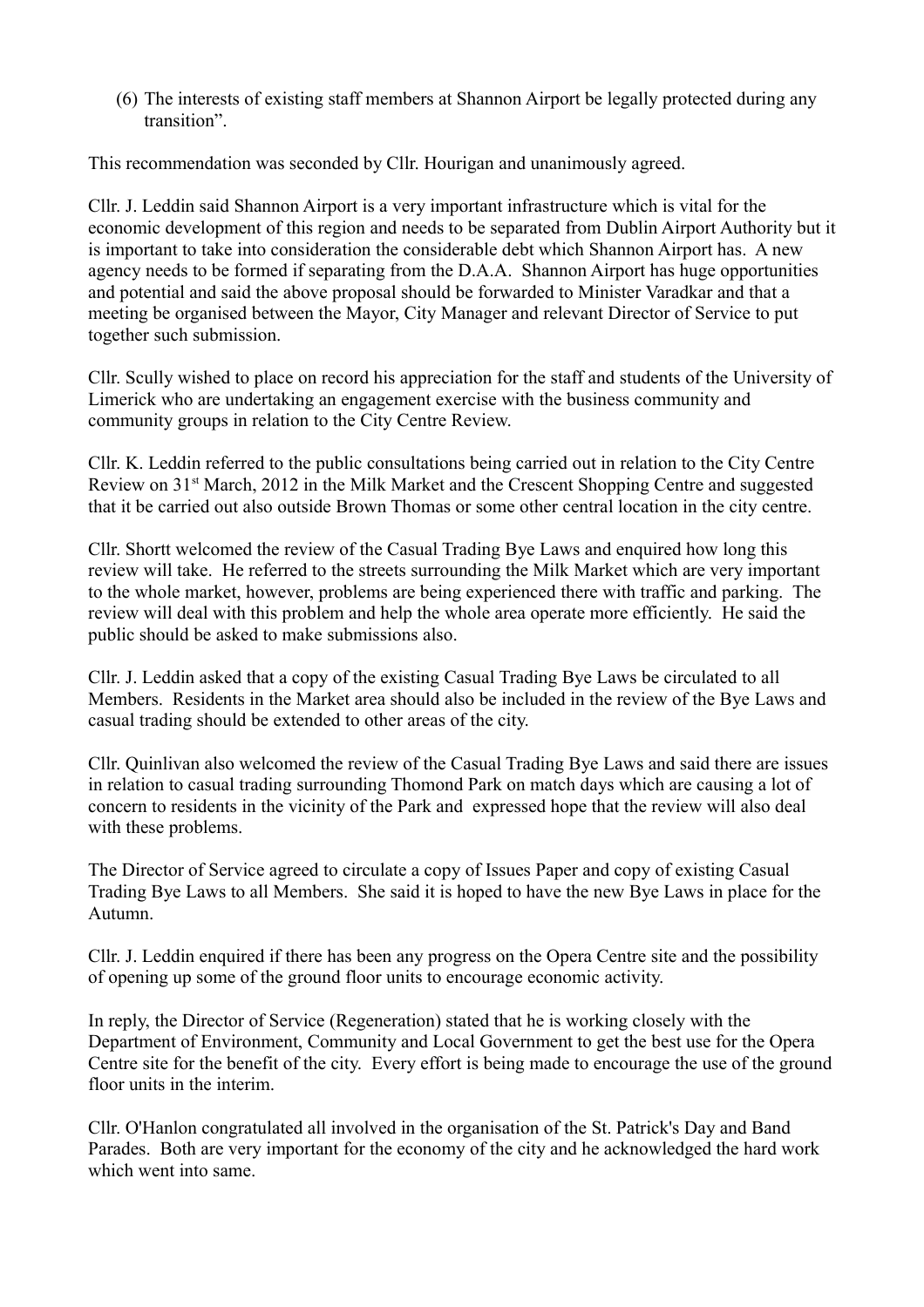(6) The interests of existing staff members at Shannon Airport be legally protected during any transition".

This recommendation was seconded by Cllr. Hourigan and unanimously agreed.

Cllr. J. Leddin said Shannon Airport is a very important infrastructure which is vital for the economic development of this region and needs to be separated from Dublin Airport Authority but it is important to take into consideration the considerable debt which Shannon Airport has. A new agency needs to be formed if separating from the D.A.A. Shannon Airport has huge opportunities and potential and said the above proposal should be forwarded to Minister Varadkar and that a meeting be organised between the Mayor, City Manager and relevant Director of Service to put together such submission.

Cllr. Scully wished to place on record his appreciation for the staff and students of the University of Limerick who are undertaking an engagement exercise with the business community and community groups in relation to the City Centre Review.

Cllr. K. Leddin referred to the public consultations being carried out in relation to the City Centre Review on 31st March, 2012 in the Milk Market and the Crescent Shopping Centre and suggested that it be carried out also outside Brown Thomas or some other central location in the city centre.

Cllr. Shortt welcomed the review of the Casual Trading Bye Laws and enquired how long this review will take. He referred to the streets surrounding the Milk Market which are very important to the whole market, however, problems are being experienced there with traffic and parking. The review will deal with this problem and help the whole area operate more efficiently. He said the public should be asked to make submissions also.

Cllr. J. Leddin asked that a copy of the existing Casual Trading Bye Laws be circulated to all Members. Residents in the Market area should also be included in the review of the Bye Laws and casual trading should be extended to other areas of the city.

Cllr. Quinlivan also welcomed the review of the Casual Trading Bye Laws and said there are issues in relation to casual trading surrounding Thomond Park on match days which are causing a lot of concern to residents in the vicinity of the Park and expressed hope that the review will also deal with these problems.

The Director of Service agreed to circulate a copy of Issues Paper and copy of existing Casual Trading Bye Laws to all Members. She said it is hoped to have the new Bye Laws in place for the Autumn.

Cllr. J. Leddin enquired if there has been any progress on the Opera Centre site and the possibility of opening up some of the ground floor units to encourage economic activity.

In reply, the Director of Service (Regeneration) stated that he is working closely with the Department of Environment, Community and Local Government to get the best use for the Opera Centre site for the benefit of the city. Every effort is being made to encourage the use of the ground floor units in the interim.

Cllr. O'Hanlon congratulated all involved in the organisation of the St. Patrick's Day and Band Parades. Both are very important for the economy of the city and he acknowledged the hard work which went into same.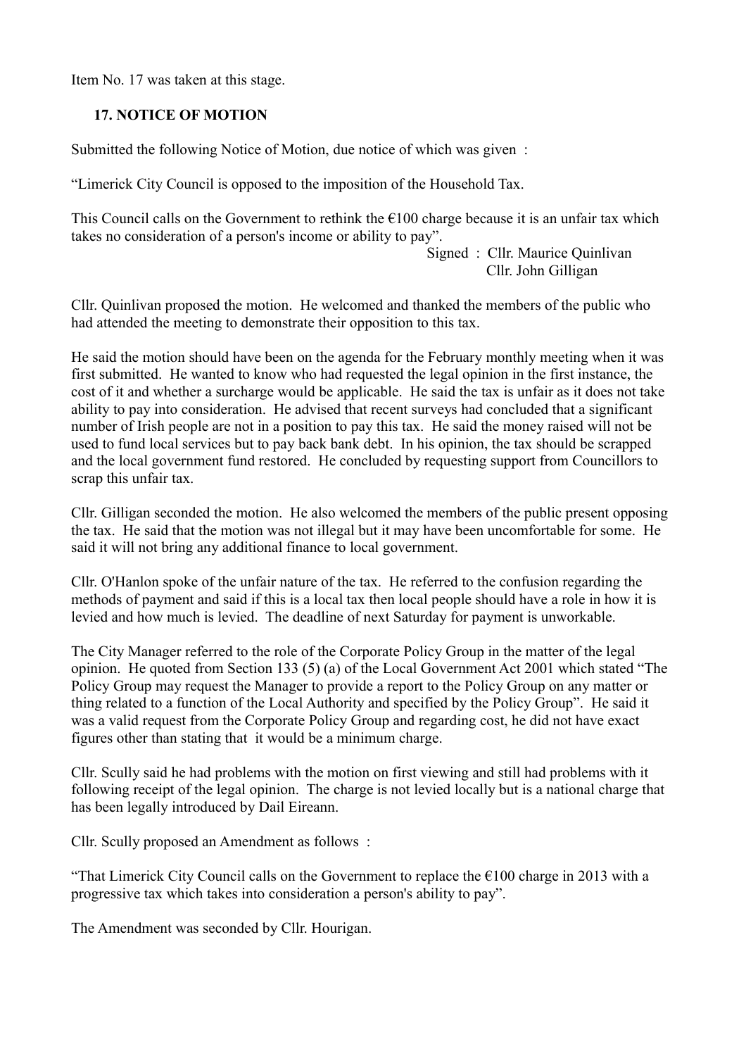Item No. 17 was taken at this stage.

**17. NOTICE OF MOTION**

Submitted the following Notice of Motion, due notice of which was given :

"Limerick City Council is opposed to the imposition of the Household Tax.

This Council calls on the Government to rethink the €100 charge because it is an unfair tax which takes no consideration of a person's income or ability to pay".

Signed : Cllr. Maurice Quinlivan
Cllr. John Gilligan

Cllr. Quinlivan proposed the motion. He welcomed and thanked the members of the public who had attended the meeting to demonstrate their opposition to this tax.

He said the motion should have been on the agenda for the February monthly meeting when it was first submitted. He wanted to know who had requested the legal opinion in the first instance, the cost of it and whether a surcharge would be applicable. He said the tax is unfair as it does not take ability to pay into consideration. He advised that recent surveys had concluded that a significant number of Irish people are not in a position to pay this tax. He said the money raised will not be used to fund local services but to pay back bank debt. In his opinion, the tax should be scrapped and the local government fund restored. He concluded by requesting support from Councillors to scrap this unfair tax.

Cllr. Gilligan seconded the motion. He also welcomed the members of the public present opposing the tax. He said that the motion was not illegal but it may have been uncomfortable for some. He said it will not bring any additional finance to local government.

Cllr. O'Hanlon spoke of the unfair nature of the tax. He referred to the confusion regarding the methods of payment and said if this is a local tax then local people should have a role in how it is levied and how much is levied. The deadline of next Saturday for payment is unworkable.

The City Manager referred to the role of the Corporate Policy Group in the matter of the legal opinion. He quoted from Section 133 (5) (a) of the Local Government Act 2001 which stated "The Policy Group may request the Manager to provide a report to the Policy Group on any matter or thing related to a function of the Local Authority and specified by the Policy Group". He said it was a valid request from the Corporate Policy Group and regarding cost, he did not have exact figures other than stating that it would be a minimum charge.

Cllr. Scully said he had problems with the motion on first viewing and still had problems with it following receipt of the legal opinion. The charge is not levied locally but is a national charge that has been legally introduced by Dail Eireann.

Cllr. Scully proposed an Amendment as follows :

"That Limerick City Council calls on the Government to replace the €100 charge in 2013 with a progressive tax which takes into consideration a person's ability to pay".

The Amendment was seconded by Cllr. Hourigan.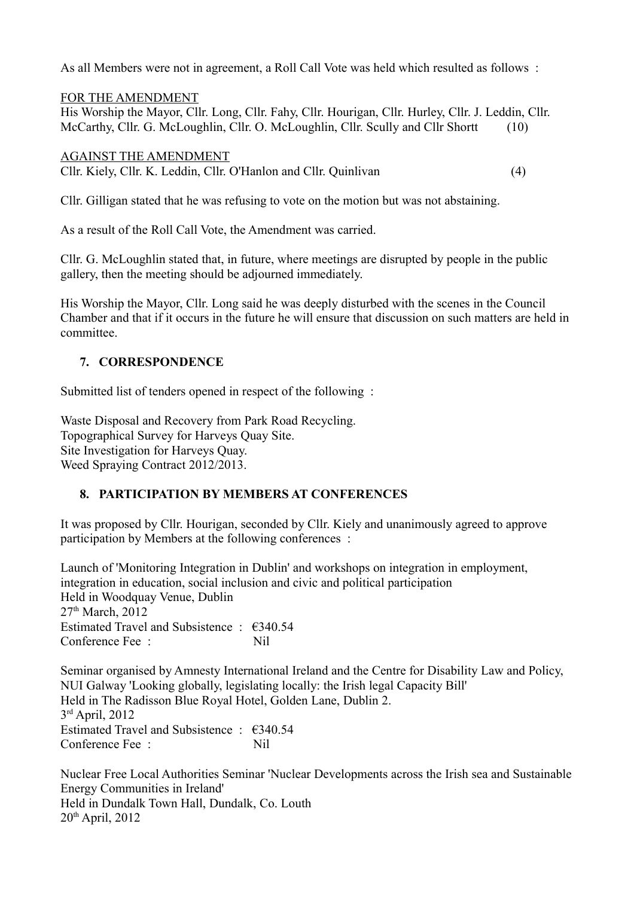As all Members were not in agreement, a Roll Call Vote was held which resulted as follows :

FOR THE AMENDMENT
His Worship the Mayor, Cllr. Long, Cllr. Fahy, Cllr. Hourigan, Cllr. Hurley, Cllr. J. Leddin, Cllr. McCarthy, Cllr. G. McLoughlin, Cllr. O. McLoughlin, Cllr. Scully and Cllr Shortt (10)

AGAINST THE AMENDMENT
Cllr. Kiely, Cllr. K. Leddin, Cllr. O'Hanlon and Cllr. Quinlivan (4)

Cllr. Gilligan stated that he was refusing to vote on the motion but was not abstaining.

As a result of the Roll Call Vote, the Amendment was carried.

Cllr. G. McLoughlin stated that, in future, where meetings are disrupted by people in the public gallery, then the meeting should be adjourned immediately.

His Worship the Mayor, Cllr. Long said he was deeply disturbed with the scenes in the Council Chamber and that if it occurs in the future he will ensure that discussion on such matters are held in committee.

## 7. CORRESPONDENCE

Submitted list of tenders opened in respect of the following :

Waste Disposal and Recovery from Park Road Recycling.
Topographical Survey for Harveys Quay Site.
Site Investigation for Harveys Quay.
Weed Spraying Contract 2012/2013.

## 8. PARTICIPATION BY MEMBERS AT CONFERENCES

It was proposed by Cllr. Hourigan, seconded by Cllr. Kiely and unanimously agreed to approve participation by Members at the following conferences :

Launch of 'Monitoring Integration in Dublin' and workshops on integration in employment, integration in education, social inclusion and civic and political participation
Held in Woodquay Venue, Dublin
27th March, 2012
Estimated Travel and Subsistence : €340.54
Conference Fee : Nil

Seminar organised by Amnesty International Ireland and the Centre for Disability Law and Policy, NUI Galway 'Looking globally, legislating locally: the Irish legal Capacity Bill'
Held in The Radisson Blue Royal Hotel, Golden Lane, Dublin 2.
3rd April, 2012
Estimated Travel and Subsistence : €340.54
Conference Fee : Nil

Nuclear Free Local Authorities Seminar 'Nuclear Developments across the Irish sea and Sustainable Energy Communities in Ireland'
Held in Dundalk Town Hall, Dundalk, Co. Louth
20th April, 2012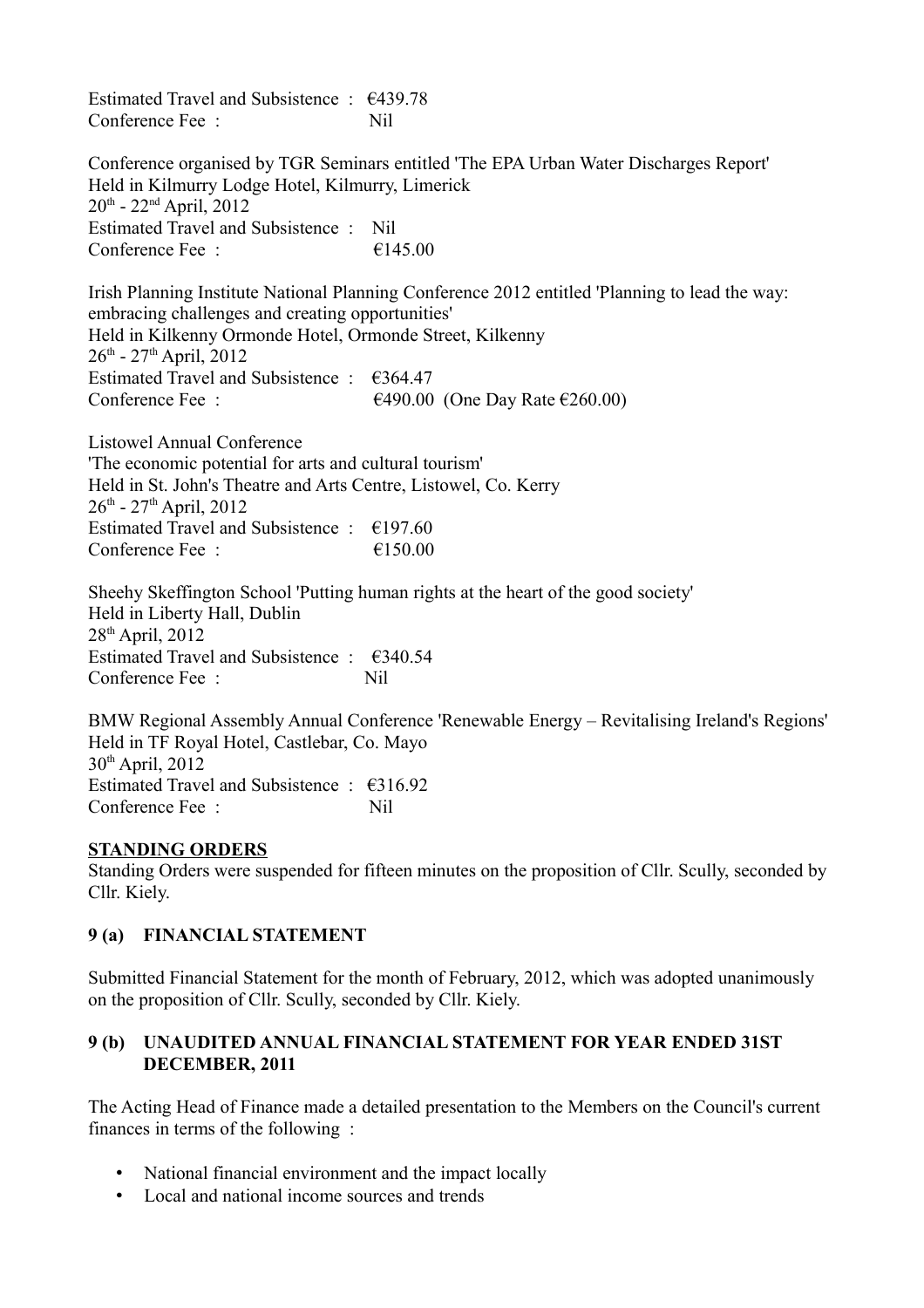Estimated Travel and Subsistence : €439.78
Conference Fee : Nil

Conference organised by TGR Seminars entitled 'The EPA Urban Water Discharges Report'
Held in Kilmurry Lodge Hotel, Kilmurry, Limerick
20th - 22nd April, 2012
Estimated Travel and Subsistence : Nil
Conference Fee : €145.00

Irish Planning Institute National Planning Conference 2012 entitled 'Planning to lead the way: embracing challenges and creating opportunities'
Held in Kilkenny Ormonde Hotel, Ormonde Street, Kilkenny
26th - 27th April, 2012
Estimated Travel and Subsistence : €364.47
Conference Fee : €490.00 (One Day Rate €260.00)

Listowel Annual Conference
'The economic potential for arts and cultural tourism'
Held in St. John's Theatre and Arts Centre, Listowel, Co. Kerry
26th - 27th April, 2012
Estimated Travel and Subsistence : €197.60
Conference Fee : €150.00

Sheehy Skeffington School 'Putting human rights at the heart of the good society'
Held in Liberty Hall, Dublin
28th April, 2012
Estimated Travel and Subsistence : €340.54
Conference Fee : Nil

BMW Regional Assembly Annual Conference 'Renewable Energy – Revitalising Ireland's Regions'
Held in TF Royal Hotel, Castlebar, Co. Mayo
30th April, 2012
Estimated Travel and Subsistence : €316.92
Conference Fee : Nil

**STANDING ORDERS**

Standing Orders were suspended for fifteen minutes on the proposition of Cllr. Scully, seconded by Cllr. Kiely.

**9 (a) FINANCIAL STATEMENT**

Submitted Financial Statement for the month of February, 2012, which was adopted unanimously on the proposition of Cllr. Scully, seconded by Cllr. Kiely.

**9 (b) UNAUDITED ANNUAL FINANCIAL STATEMENT FOR YEAR ENDED 31ST DECEMBER, 2011**

The Acting Head of Finance made a detailed presentation to the Members on the Council's current finances in terms of the following :

- National financial environment and the impact locally
- Local and national income sources and trends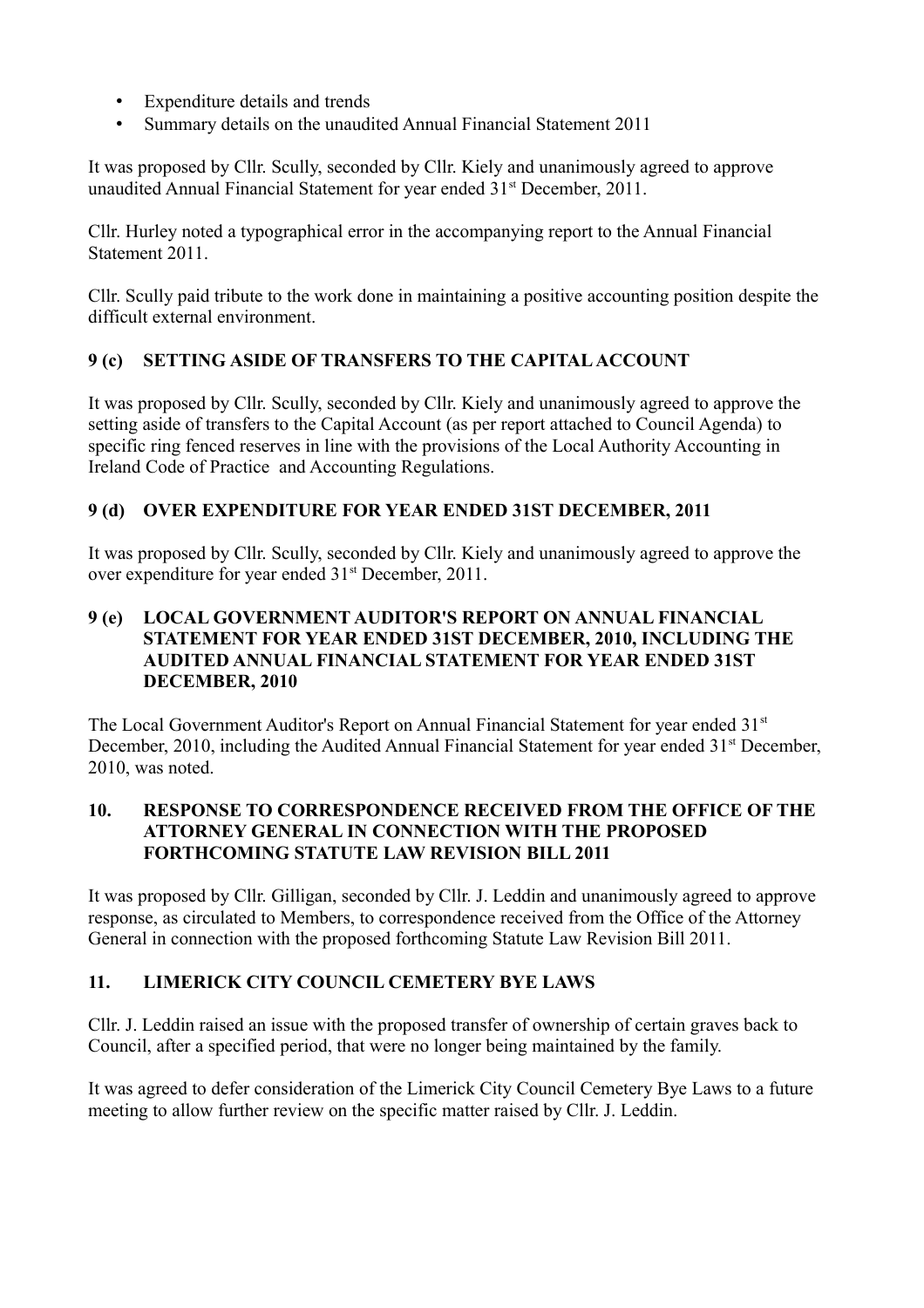- Expenditure details and trends
- Summary details on the unaudited Annual Financial Statement 2011

It was proposed by Cllr. Scully, seconded by Cllr. Kiely and unanimously agreed to approve unaudited Annual Financial Statement for year ended 31st December, 2011.

Cllr. Hurley noted a typographical error in the accompanying report to the Annual Financial Statement 2011.

Cllr. Scully paid tribute to the work done in maintaining a positive accounting position despite the difficult external environment.

### 9 (c) SETTING ASIDE OF TRANSFERS TO THE CAPITAL ACCOUNT

It was proposed by Cllr. Scully, seconded by Cllr. Kiely and unanimously agreed to approve the setting aside of transfers to the Capital Account (as per report attached to Council Agenda) to specific ring fenced reserves in line with the provisions of the Local Authority Accounting in Ireland Code of Practice and Accounting Regulations.

### 9 (d) OVER EXPENDITURE FOR YEAR ENDED 31ST DECEMBER, 2011

It was proposed by Cllr. Scully, seconded by Cllr. Kiely and unanimously agreed to approve the over expenditure for year ended 31st December, 2011.

### 9 (e) LOCAL GOVERNMENT AUDITOR'S REPORT ON ANNUAL FINANCIAL STATEMENT FOR YEAR ENDED 31ST DECEMBER, 2010, INCLUDING THE AUDITED ANNUAL FINANCIAL STATEMENT FOR YEAR ENDED 31ST DECEMBER, 2010

The Local Government Auditor's Report on Annual Financial Statement for year ended 31st December, 2010, including the Audited Annual Financial Statement for year ended 31st December, 2010, was noted.

### 10. RESPONSE TO CORRESPONDENCE RECEIVED FROM THE OFFICE OF THE ATTORNEY GENERAL IN CONNECTION WITH THE PROPOSED FORTHCOMING STATUTE LAW REVISION BILL 2011

It was proposed by Cllr. Gilligan, seconded by Cllr. J. Leddin and unanimously agreed to approve response, as circulated to Members, to correspondence received from the Office of the Attorney General in connection with the proposed forthcoming Statute Law Revision Bill 2011.

### 11. LIMERICK CITY COUNCIL CEMETERY BYE LAWS

Cllr. J. Leddin raised an issue with the proposed transfer of ownership of certain graves back to Council, after a specified period, that were no longer being maintained by the family.

It was agreed to defer consideration of the Limerick City Council Cemetery Bye Laws to a future meeting to allow further review on the specific matter raised by Cllr. J. Leddin.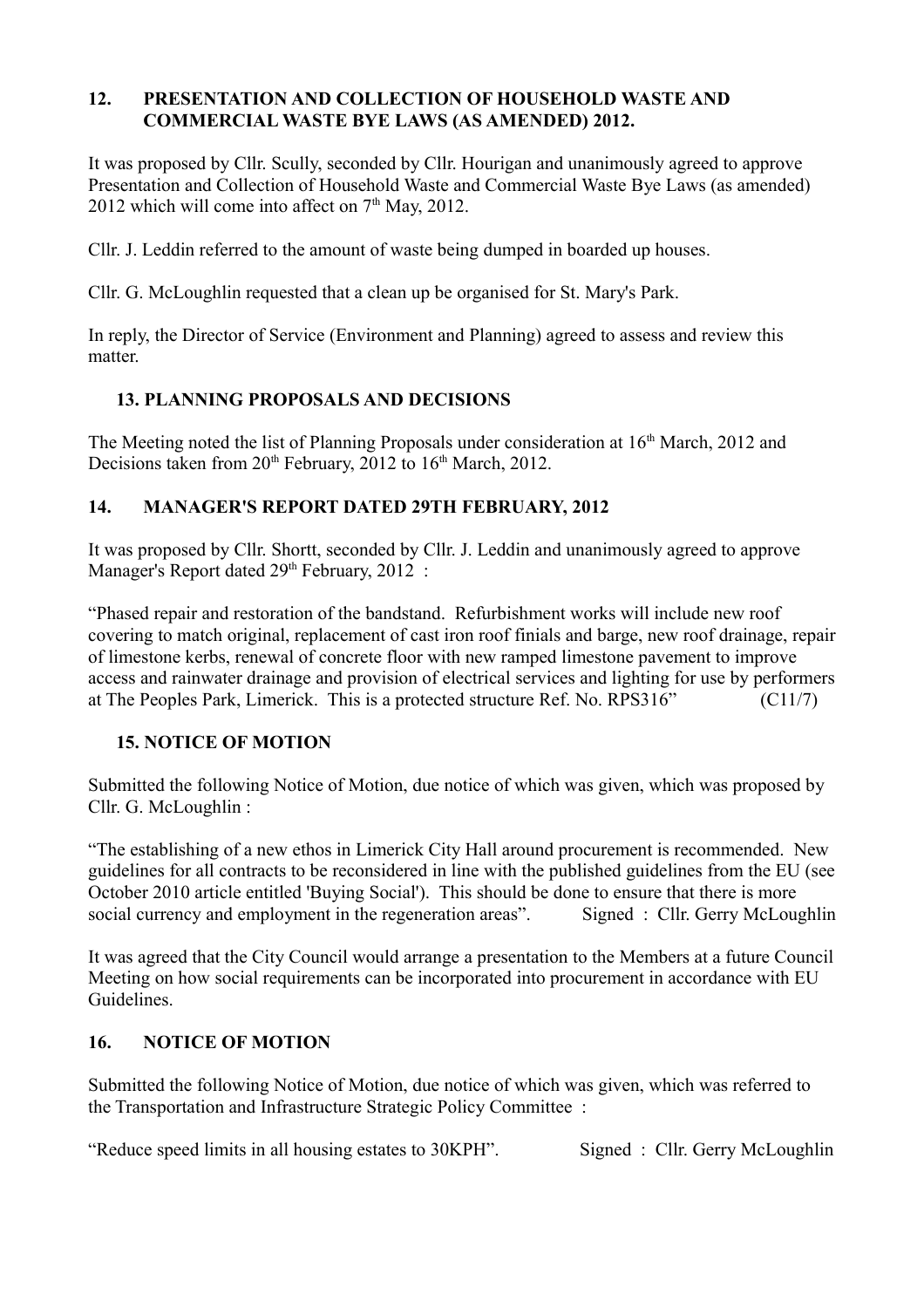## 12. PRESENTATION AND COLLECTION OF HOUSEHOLD WASTE AND COMMERCIAL WASTE BYE LAWS (AS AMENDED) 2012.

It was proposed by Cllr. Scully, seconded by Cllr. Hourigan and unanimously agreed to approve Presentation and Collection of Household Waste and Commercial Waste Bye Laws (as amended) 2012 which will come into affect on 7th May, 2012.

Cllr. J. Leddin referred to the amount of waste being dumped in boarded up houses.

Cllr. G. McLoughlin requested that a clean up be organised for St. Mary's Park.

In reply, the Director of Service (Environment and Planning) agreed to assess and review this matter.

## 13. PLANNING PROPOSALS AND DECISIONS

The Meeting noted the list of Planning Proposals under consideration at 16th March, 2012 and Decisions taken from 20th February, 2012 to 16th March, 2012.

## 14. MANAGER'S REPORT DATED 29TH FEBRUARY, 2012

It was proposed by Cllr. Shortt, seconded by Cllr. J. Leddin and unanimously agreed to approve Manager's Report dated 29th February, 2012 :

"Phased repair and restoration of the bandstand. Refurbishment works will include new roof covering to match original, replacement of cast iron roof finials and barge, new roof drainage, repair of limestone kerbs, renewal of concrete floor with new ramped limestone pavement to improve access and rainwater drainage and provision of electrical services and lighting for use by performers at The Peoples Park, Limerick. This is a protected structure Ref. No. RPS316" (C11/7)

## 15. NOTICE OF MOTION

Submitted the following Notice of Motion, due notice of which was given, which was proposed by Cllr. G. McLoughlin :

"The establishing of a new ethos in Limerick City Hall around procurement is recommended. New guidelines for all contracts to be reconsidered in line with the published guidelines from the EU (see October 2010 article entitled 'Buying Social'). This should be done to ensure that there is more social currency and employment in the regeneration areas". Signed : Cllr. Gerry McLoughlin

It was agreed that the City Council would arrange a presentation to the Members at a future Council Meeting on how social requirements can be incorporated into procurement in accordance with EU Guidelines.

## 16. NOTICE OF MOTION

Submitted the following Notice of Motion, due notice of which was given, which was referred to the Transportation and Infrastructure Strategic Policy Committee :

"Reduce speed limits in all housing estates to 30KPH". Signed : Cllr. Gerry McLoughlin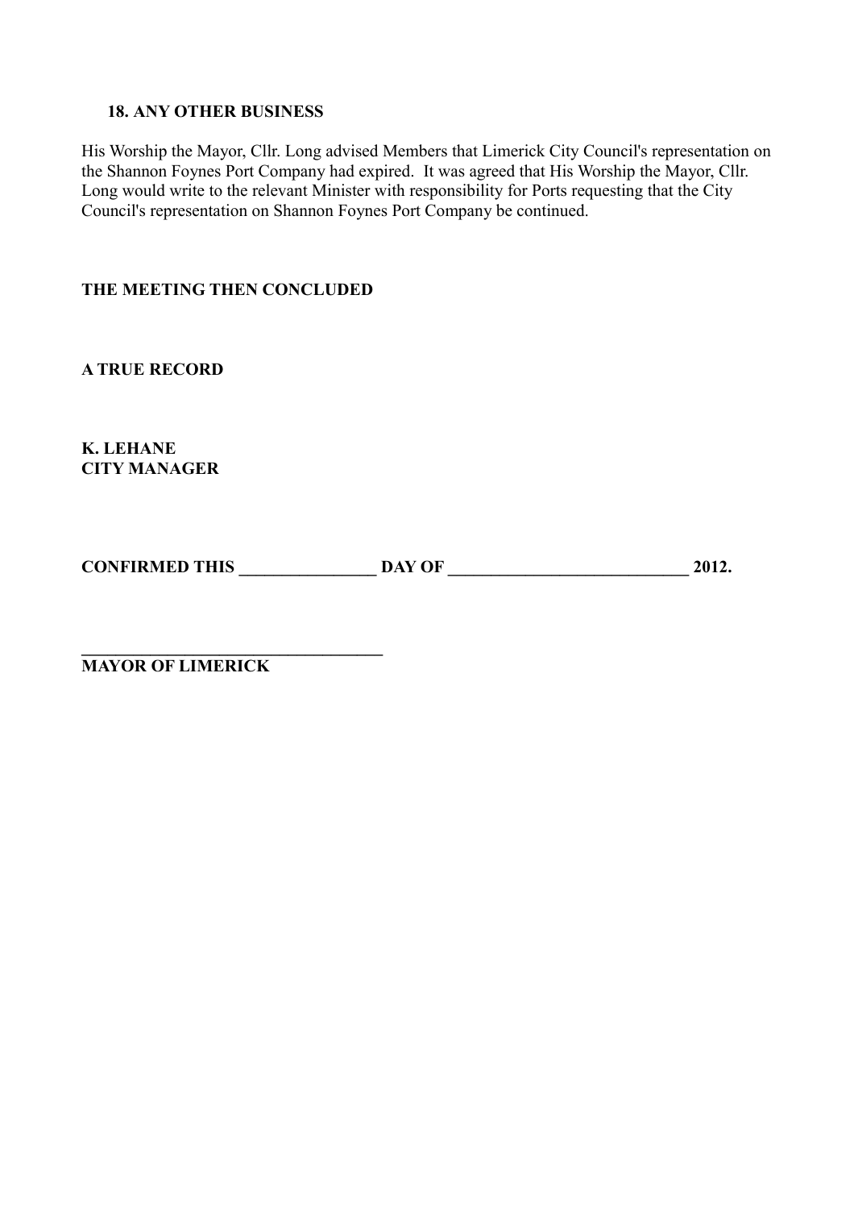**18. ANY OTHER BUSINESS**

His Worship the Mayor, Cllr. Long advised Members that Limerick City Council's representation on the Shannon Foynes Port Company had expired. It was agreed that His Worship the Mayor, Cllr. Long would write to the relevant Minister with responsibility for Ports requesting that the City Council's representation on Shannon Foynes Port Company be continued.

**THE MEETING THEN CONCLUDED**

**A TRUE RECORD**

**K. LEHANE**
**CITY MANAGER**

**CONFIRMED THIS ________________ DAY OF ____________________________ 2012.**

**___________________________________**
**MAYOR OF LIMERICK**